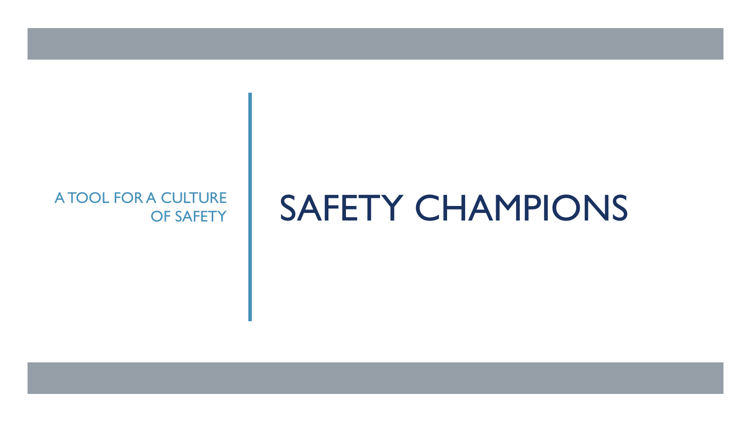# SAFETY CHAMPIONS

A TOOL FOR A CULTURE OF SAFETY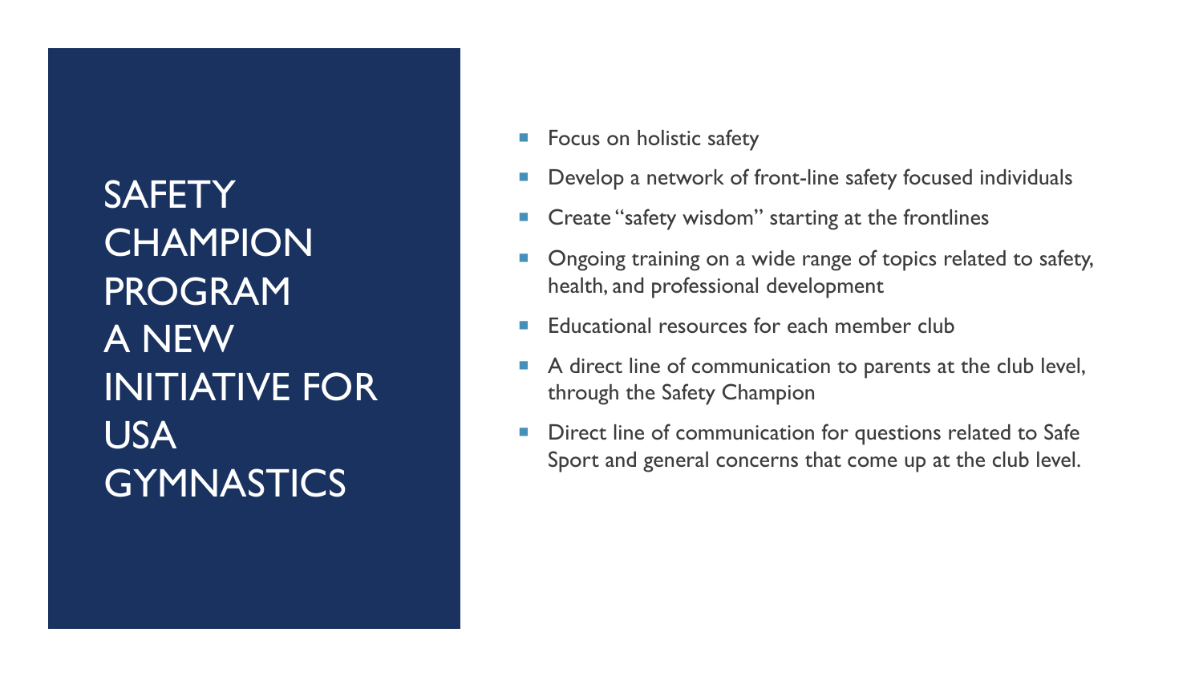# SAFETY CHAMPION PROGRAM A NEW INITIATIVE FOR USA GYMNASTICS

- Focus on holistic safety
- Develop a network of front-line safety focused individuals
- Create "safety wisdom" starting at the frontlines
- Ongoing training on a wide range of topics related to safety, health, and professional development
- Educational resources for each member club
- A direct line of communication to parents at the club level, through the Safety Champion
- Direct line of communication for questions related to Safe Sport and general concerns that come up at the club level.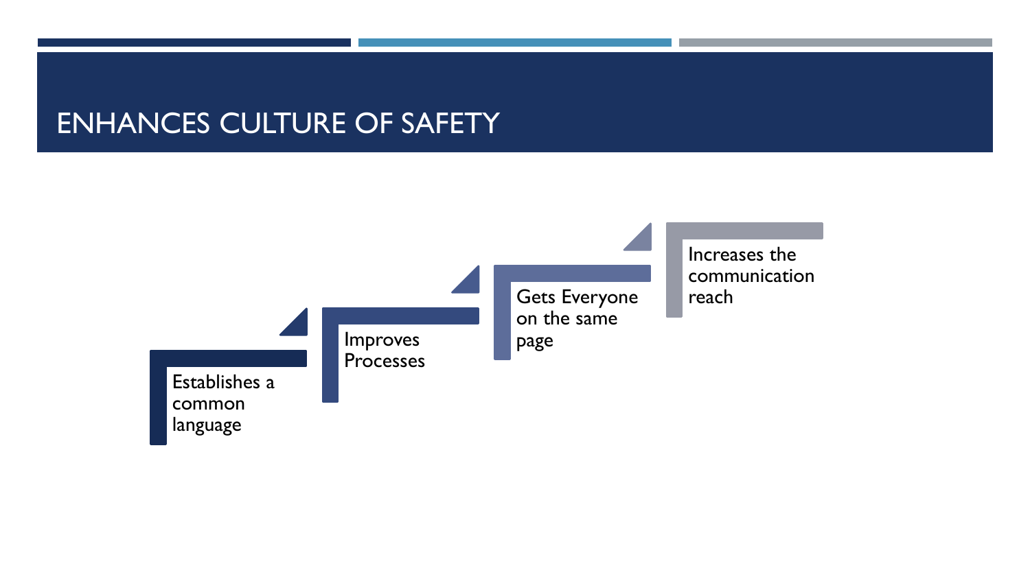# ENHANCES CULTURE OF SAFETY

- Establishes a common language
- Improves Processes
- Gets Everyone on the same page
- Increases the communication reach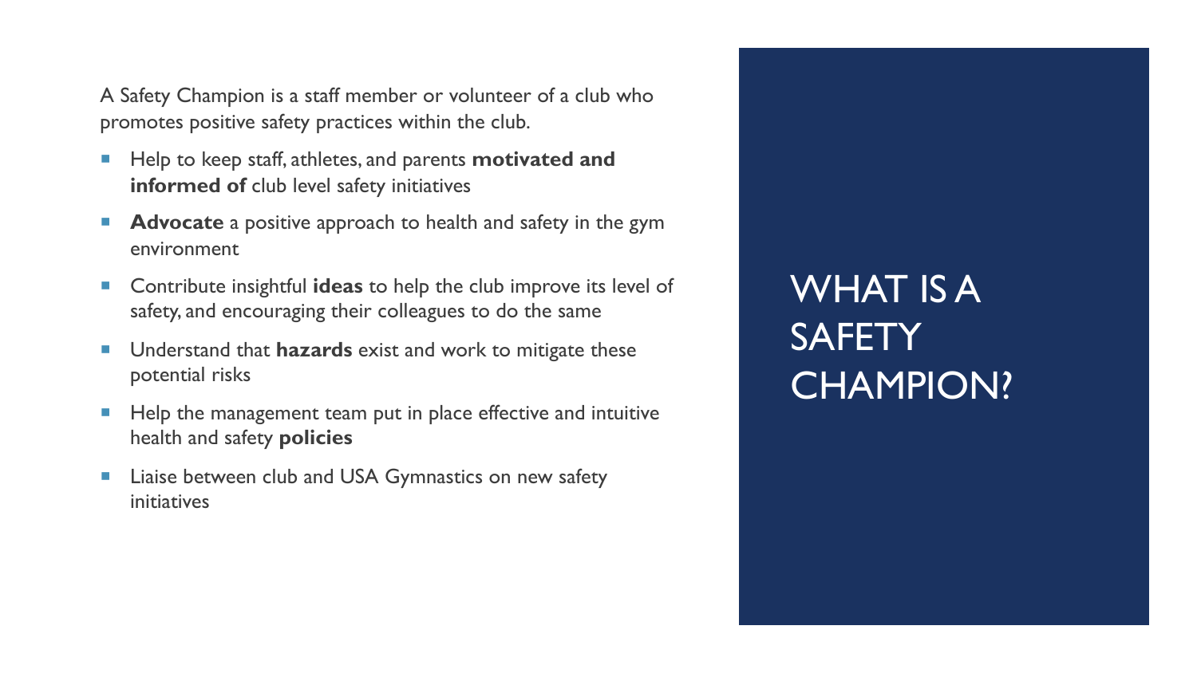# WHAT IS A SAFETY CHAMPION?

A Safety Champion is a staff member or volunteer of a club who promotes positive safety practices within the club.

- Help to keep staff, athletes, and parents **motivated and informed of** club level safety initiatives
- **Advocate** a positive approach to health and safety in the gym environment
- Contribute insightful **ideas** to help the club improve its level of safety, and encouraging their colleagues to do the same
- Understand that **hazards** exist and work to mitigate these potential risks
- Help the management team put in place effective and intuitive health and safety **policies**
- Liaise between club and USA Gymnastics on new safety initiatives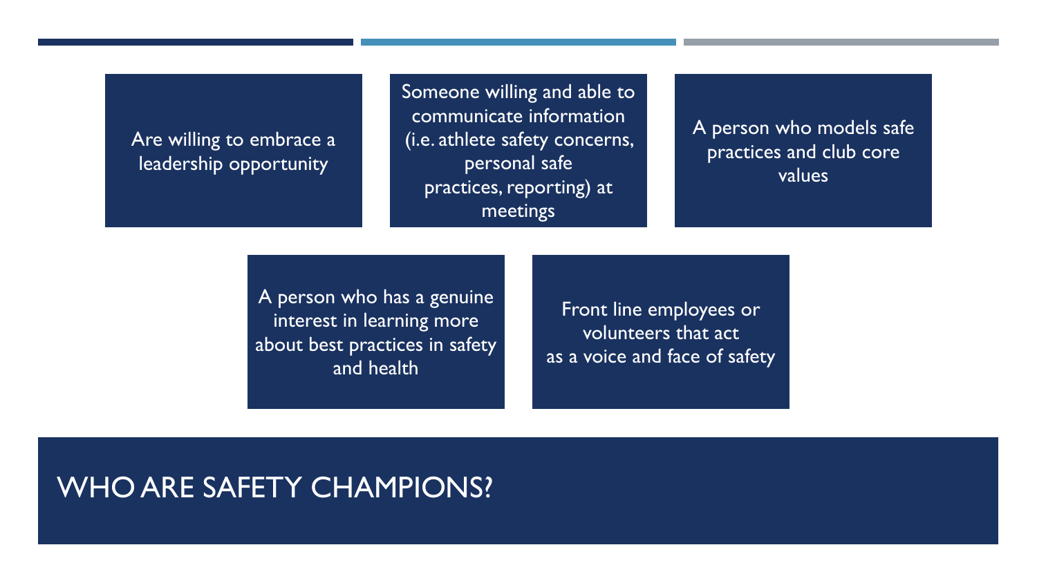# WHO ARE SAFETY CHAMPIONS?

- Are willing to embrace a leadership opportunity
- Someone willing and able to communicate information (i.e. athlete safety concerns, personal safe practices, reporting) at meetings
- A person who models safe practices and club core values
- A person who has a genuine interest in learning more about best practices in safety and health
- Front line employees or volunteers that act as a voice and face of safety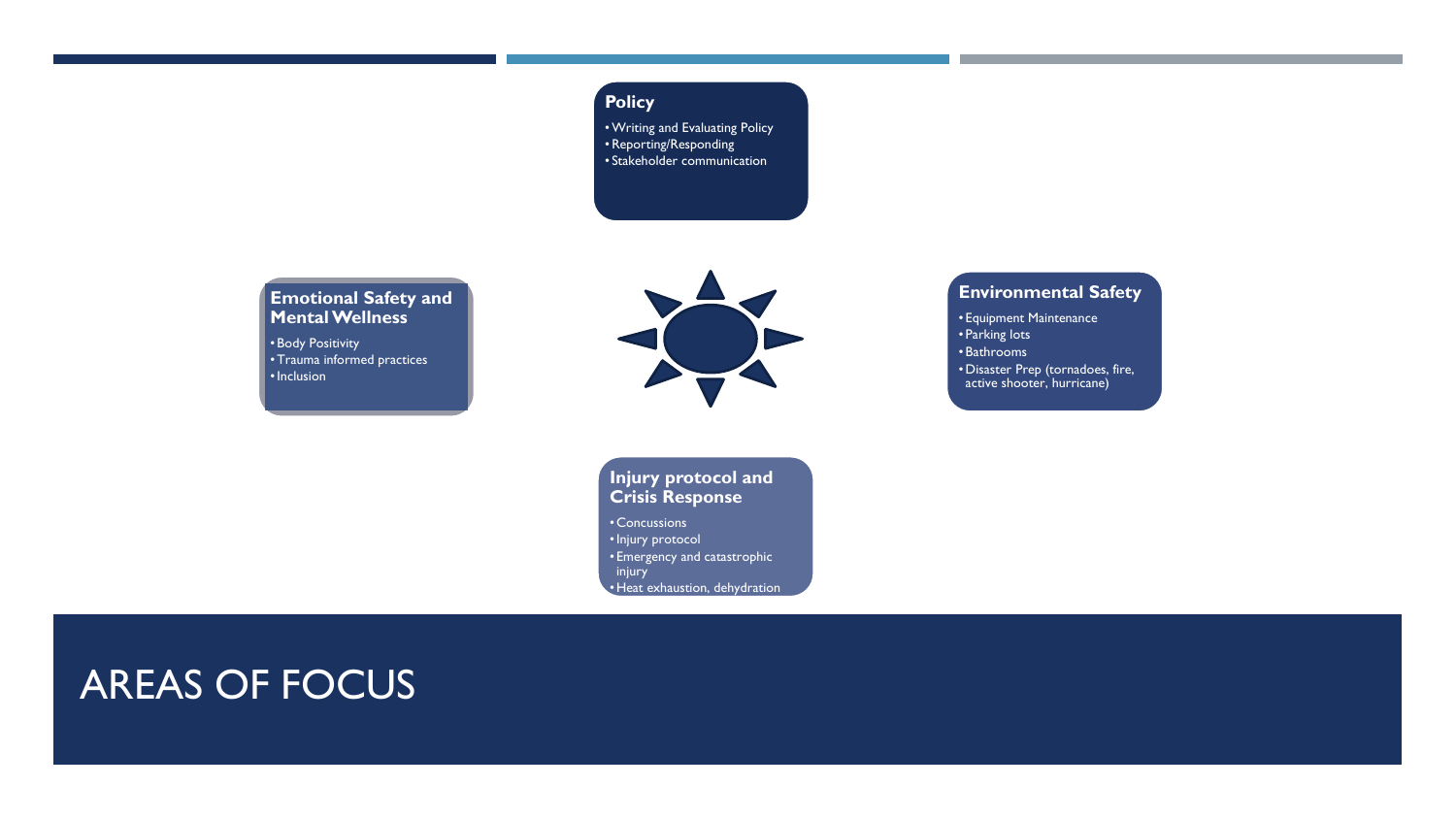# AREAS OF FOCUS

### Policy

- Writing and Evaluating Policy
- Reporting/Responding
- Stakeholder communication

### Emotional Safety and Mental Wellness

- Body Positivity
- Trauma informed practices
- Inclusion

### Environmental Safety

- Equipment Maintenance
- Parking lots
- Bathrooms
- Disaster Prep (tornadoes, fire, active shooter, hurricane)

### Injury protocol and Crisis Response

- Concussions
- Injury protocol
- Emergency and catastrophic injury
- Heat exhaustion, dehydration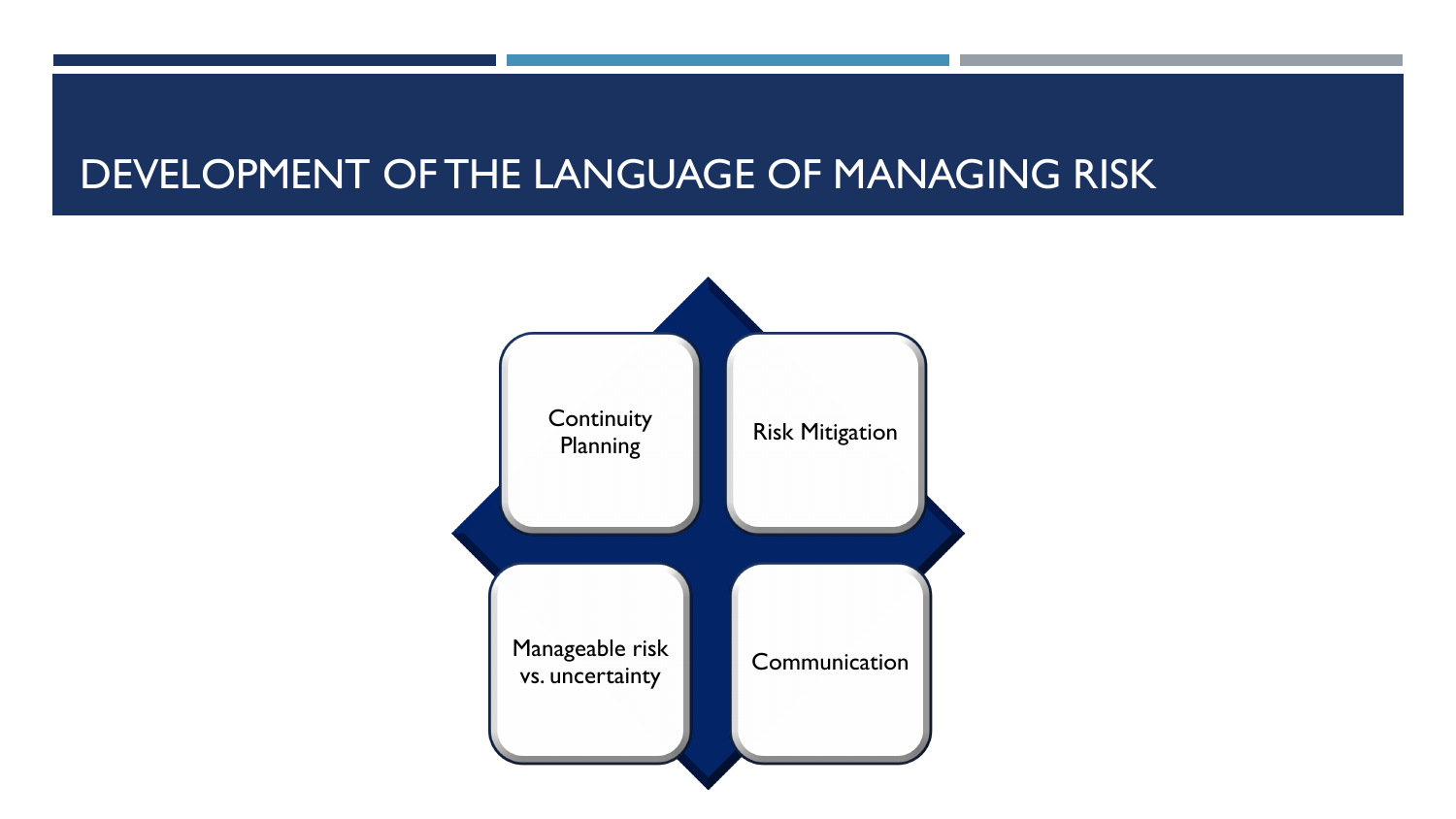# DEVELOPMENT OF THE LANGUAGE OF MANAGING RISK

- Continuity Planning
- Risk Mitigation
- Manageable risk vs. uncertainty
- Communication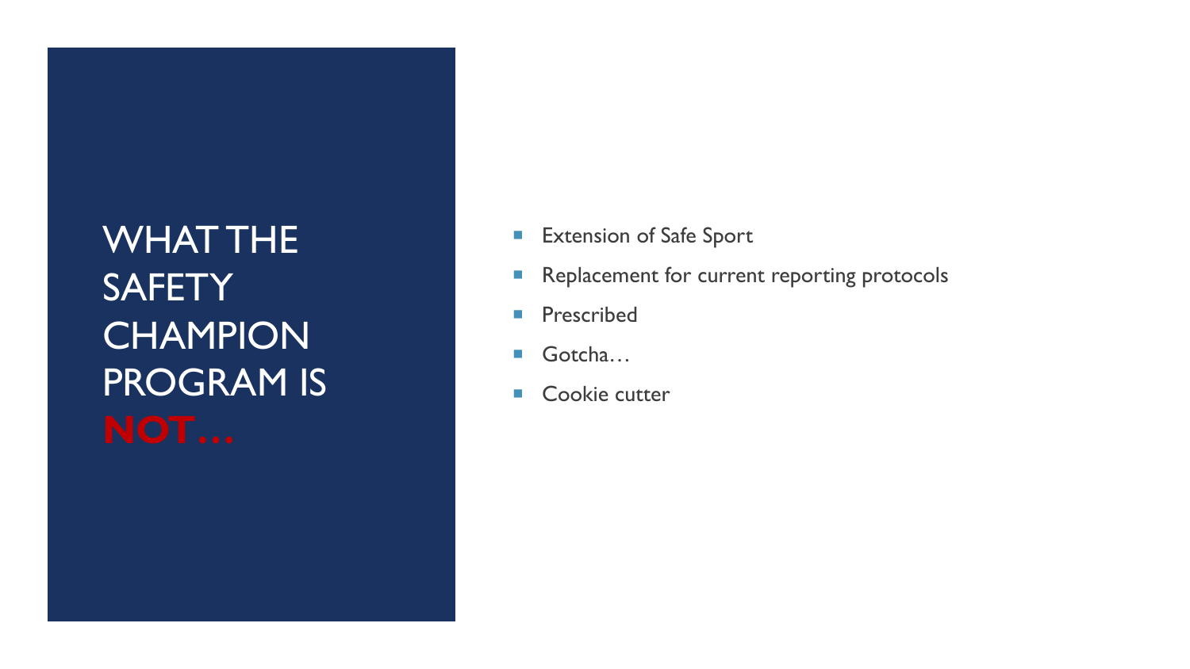# WHAT THE SAFETY CHAMPION PROGRAM IS **NOT…**

- Extension of Safe Sport
- Replacement for current reporting protocols
- Prescribed
- Gotcha…
- Cookie cutter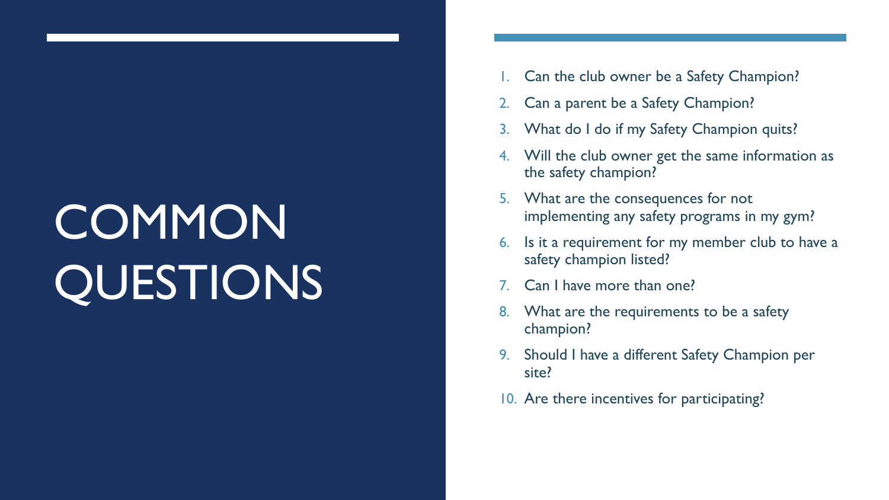# COMMON QUESTIONS

1. Can the club owner be a Safety Champion?
2. Can a parent be a Safety Champion?
3. What do I do if my Safety Champion quits?
4. Will the club owner get the same information as the safety champion?
5. What are the consequences for not implementing any safety programs in my gym?
6. Is it a requirement for my member club to have a safety champion listed?
7. Can I have more than one?
8. What are the requirements to be a safety champion?
9. Should I have a different Safety Champion per site?
10. Are there incentives for participating?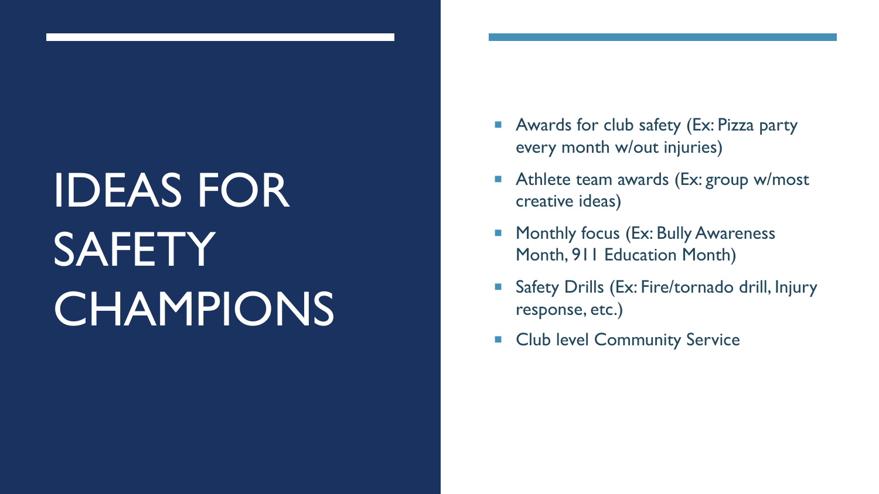# IDEAS FOR SAFETY CHAMPIONS

- Awards for club safety (Ex: Pizza party every month w/out injuries)
- Athlete team awards (Ex: group w/most creative ideas)
- Monthly focus (Ex: Bully Awareness Month, 911 Education Month)
- Safety Drills (Ex: Fire/tornado drill, Injury response, etc.)
- Club level Community Service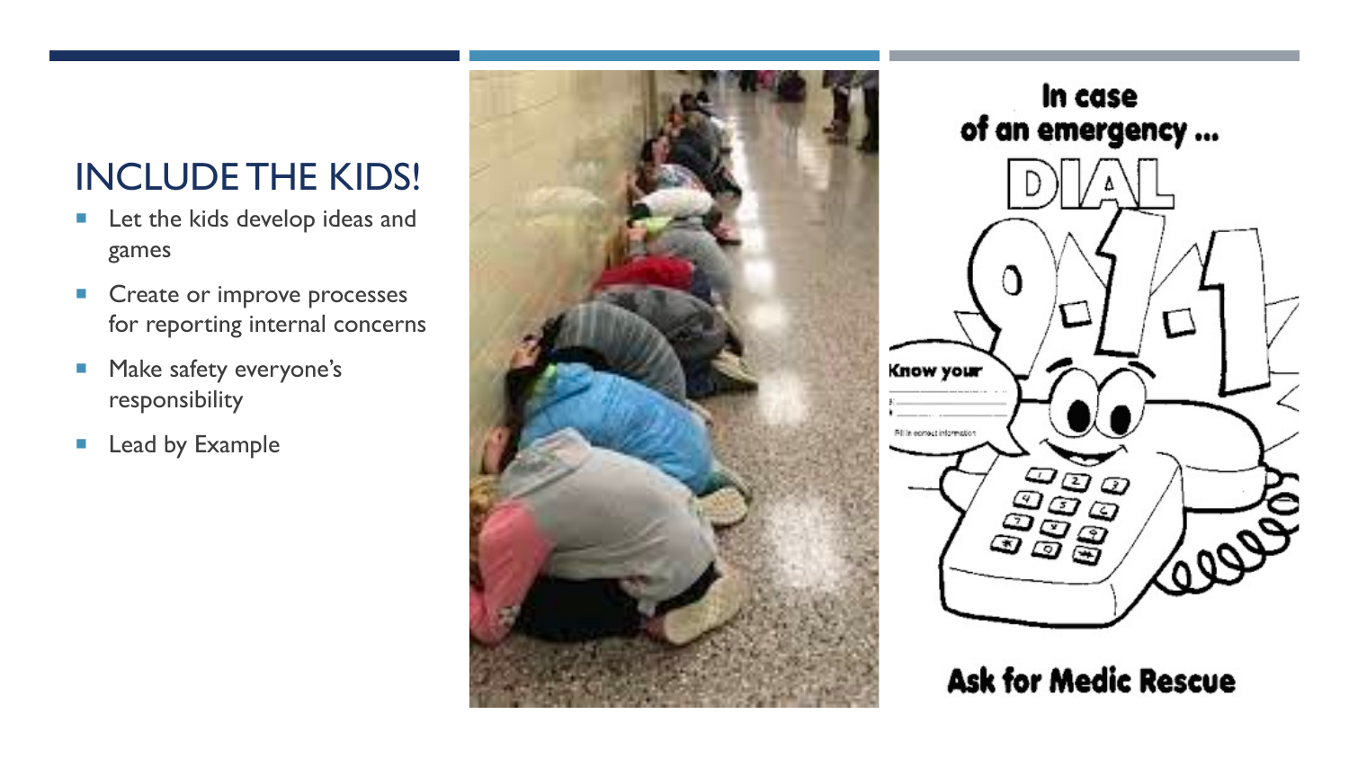# INCLUDE THE KIDS!

- Let the kids develop ideas and games
- Create or improve processes for reporting internal concerns
- Make safety everyone's responsibility
- Lead by Example

In case of an emergency ...

DIAL

9-1-1

Know your

Ask for Medic Rescue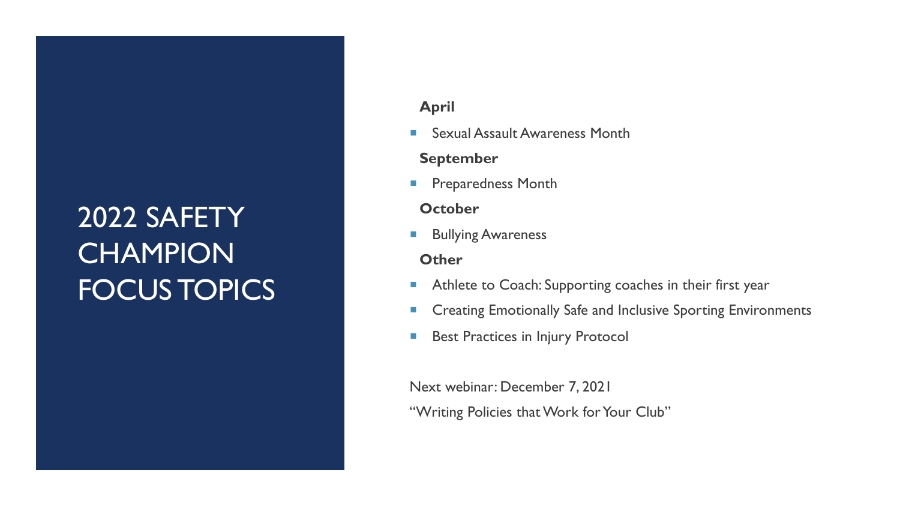# 2022 SAFETY CHAMPION FOCUS TOPICS

**April**

- Sexual Assault Awareness Month

**September**

- Preparedness Month

**October**

- Bullying Awareness

**Other**

- Athlete to Coach: Supporting coaches in their first year
- Creating Emotionally Safe and Inclusive Sporting Environments
- Best Practices in Injury Protocol

Next webinar: December 7, 2021

"Writing Policies that Work for Your Club"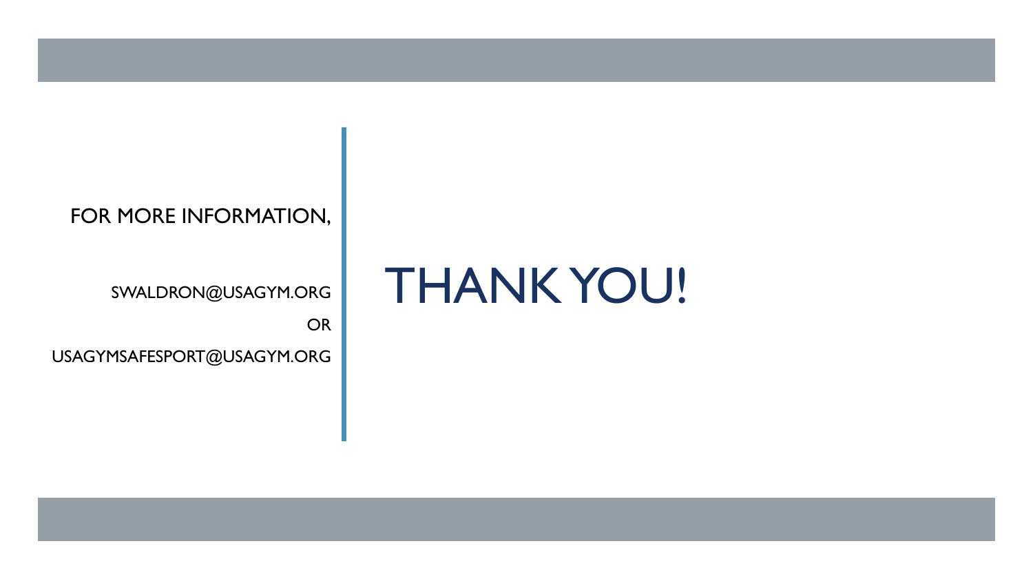FOR MORE INFORMATION,

SWALDRON@USAGYM.ORG

OR

USAGYMSAFESPORT@USAGYM.ORG

# THANK YOU!